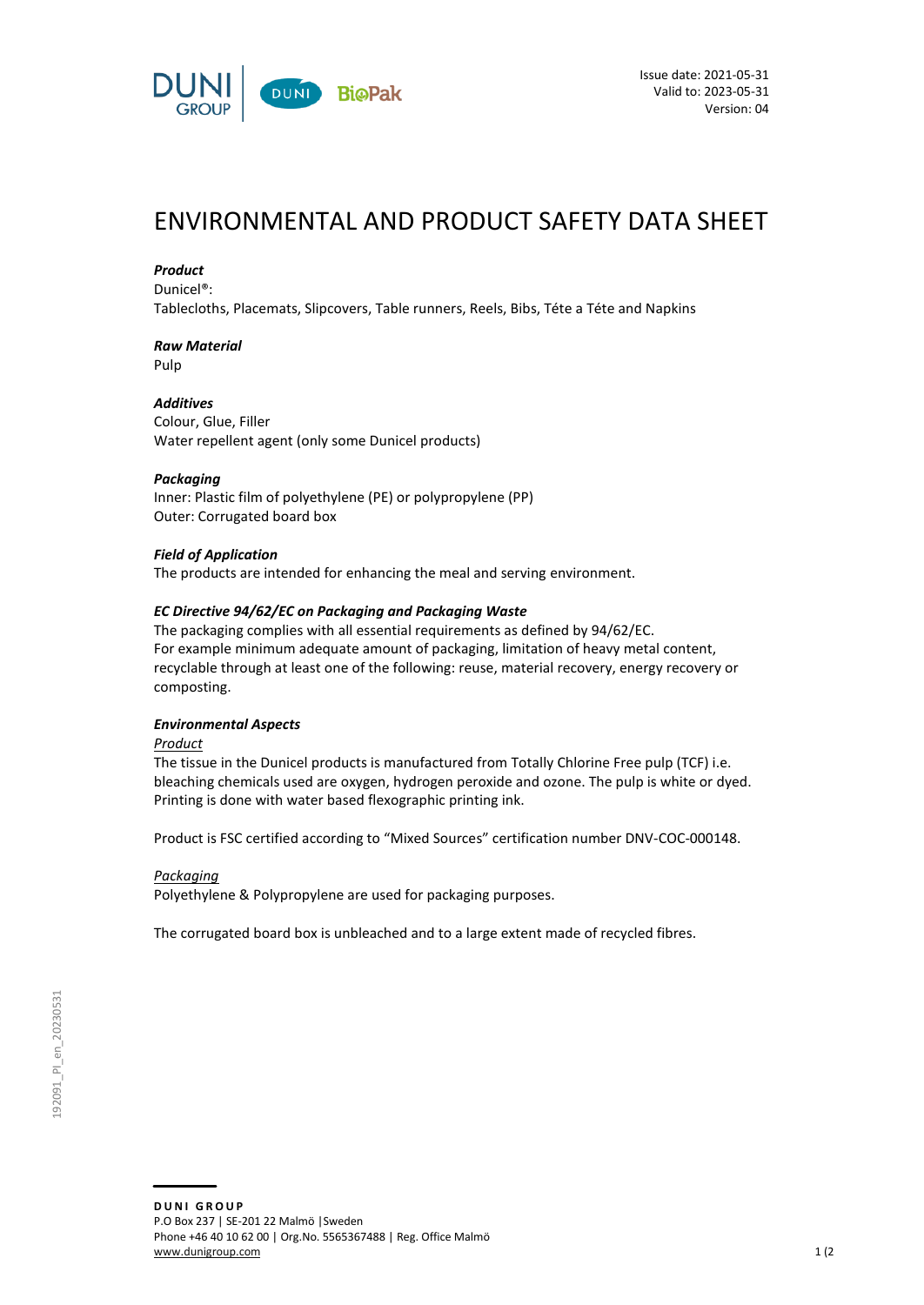Issue date: 2021-05-31
Valid to: 2023-05-31
Version: 04

# ENVIRONMENTAL AND PRODUCT SAFETY DATA SHEET

***Product***
Dunicel®:
Tablecloths, Placemats, Slipcovers, Table runners, Reels, Bibs, Téte a Téte and Napkins

***Raw Material***
Pulp

***Additives***
Colour, Glue, Filler
Water repellent agent (only some Dunicel products)

***Packaging***
Inner: Plastic film of polyethylene (PE) or polypropylene (PP)
Outer: Corrugated board box

***Field of Application***
The products are intended for enhancing the meal and serving environment.

***EC Directive 94/62/EC on Packaging and Packaging Waste***
The packaging complies with all essential requirements as defined by 94/62/EC.
For example minimum adequate amount of packaging, limitation of heavy metal content, recyclable through at least one of the following: reuse, material recovery, energy recovery or composting.

***Environmental Aspects***

Product

The tissue in the Dunicel products is manufactured from Totally Chlorine Free pulp (TCF) i.e. bleaching chemicals used are oxygen, hydrogen peroxide and ozone. The pulp is white or dyed. Printing is done with water based flexographic printing ink.

Product is FSC certified according to "Mixed Sources" certification number DNV-COC-000148.

Packaging

Polyethylene & Polypropylene are used for packaging purposes.

The corrugated board box is unbleached and to a large extent made of recycled fibres.

192091_PI_en_20230531

**DUNI GROUP**
P.O Box 237 | SE-201 22 Malmö | Sweden
Phone +46 40 10 62 00 | Org.No. 5565367488 | Reg. Office Malmö
www.dunigroup.com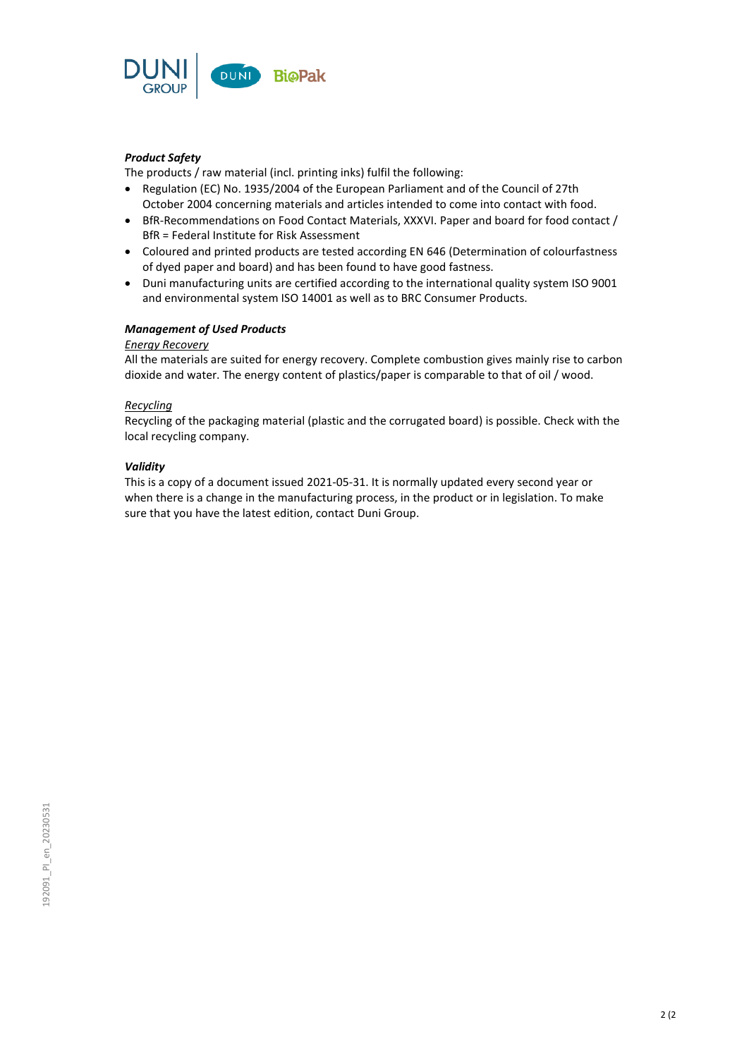***Product Safety***

The products / raw material (incl. printing inks) fulfil the following:

- Regulation (EC) No. 1935/2004 of the European Parliament and of the Council of 27th October 2004 concerning materials and articles intended to come into contact with food.
- BfR-Recommendations on Food Contact Materials, XXXVI. Paper and board for food contact / BfR = Federal Institute for Risk Assessment
- Coloured and printed products are tested according EN 646 (Determination of colourfastness of dyed paper and board) and has been found to have good fastness.
- Duni manufacturing units are certified according to the international quality system ISO 9001 and environmental system ISO 14001 as well as to BRC Consumer Products.

***Management of Used Products***

*Energy Recovery*

All the materials are suited for energy recovery. Complete combustion gives mainly rise to carbon dioxide and water. The energy content of plastics/paper is comparable to that of oil / wood.

*Recycling*

Recycling of the packaging material (plastic and the corrugated board) is possible. Check with the local recycling company.

***Validity***

This is a copy of a document issued 2021-05-31. It is normally updated every second year or when there is a change in the manufacturing process, in the product or in legislation. To make sure that you have the latest edition, contact Duni Group.

192091_PI_en_20230531